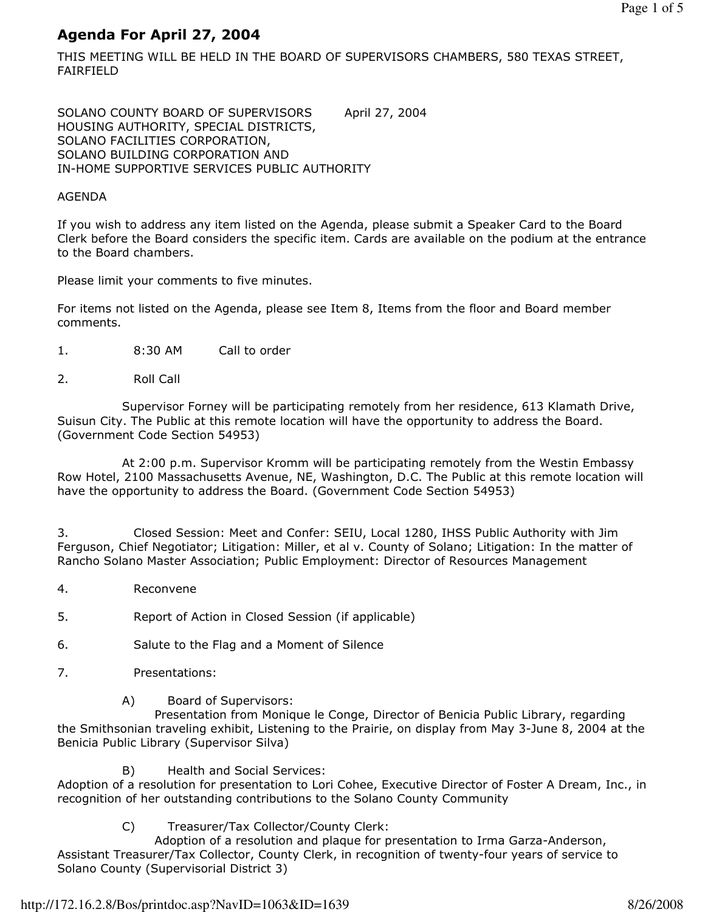# Agenda For April 27, 2004

THIS MEETING WILL BE HELD IN THE BOARD OF SUPERVISORS CHAMBERS, 580 TEXAS STREET, FAIRFIELD

SOLANO COUNTY BOARD OF SUPERVISORS April 27, 2004
HOUSING AUTHORITY, SPECIAL DISTRICTS,
SOLANO FACILITIES CORPORATION,
SOLANO BUILDING CORPORATION AND
IN-HOME SUPPORTIVE SERVICES PUBLIC AUTHORITY

AGENDA

If you wish to address any item listed on the Agenda, please submit a Speaker Card to the Board Clerk before the Board considers the specific item. Cards are available on the podium at the entrance to the Board chambers.

Please limit your comments to five minutes.

For items not listed on the Agenda, please see Item 8, Items from the floor and Board member comments.

1. 8:30 AM Call to order

2. Roll Call

   Supervisor Forney will be participating remotely from her residence, 613 Klamath Drive, Suisun City. The Public at this remote location will have the opportunity to address the Board. (Government Code Section 54953)

   At 2:00 p.m. Supervisor Kromm will be participating remotely from the Westin Embassy Row Hotel, 2100 Massachusetts Avenue, NE, Washington, D.C. The Public at this remote location will have the opportunity to address the Board. (Government Code Section 54953)

3. Closed Session: Meet and Confer: SEIU, Local 1280, IHSS Public Authority with Jim Ferguson, Chief Negotiator; Litigation: Miller, et al v. County of Solano; Litigation: In the matter of Rancho Solano Master Association; Public Employment: Director of Resources Management

4. Reconvene

5. Report of Action in Closed Session (if applicable)

6. Salute to the Flag and a Moment of Silence

7. Presentations:

   A) Board of Supervisors:
   Presentation from Monique le Conge, Director of Benicia Public Library, regarding the Smithsonian traveling exhibit, Listening to the Prairie, on display from May 3-June 8, 2004 at the Benicia Public Library (Supervisor Silva)

   B) Health and Social Services:
   Adoption of a resolution for presentation to Lori Cohee, Executive Director of Foster A Dream, Inc., in recognition of her outstanding contributions to the Solano County Community

   C) Treasurer/Tax Collector/County Clerk:
   Adoption of a resolution and plaque for presentation to Irma Garza-Anderson, Assistant Treasurer/Tax Collector, County Clerk, in recognition of twenty-four years of service to Solano County (Supervisorial District 3)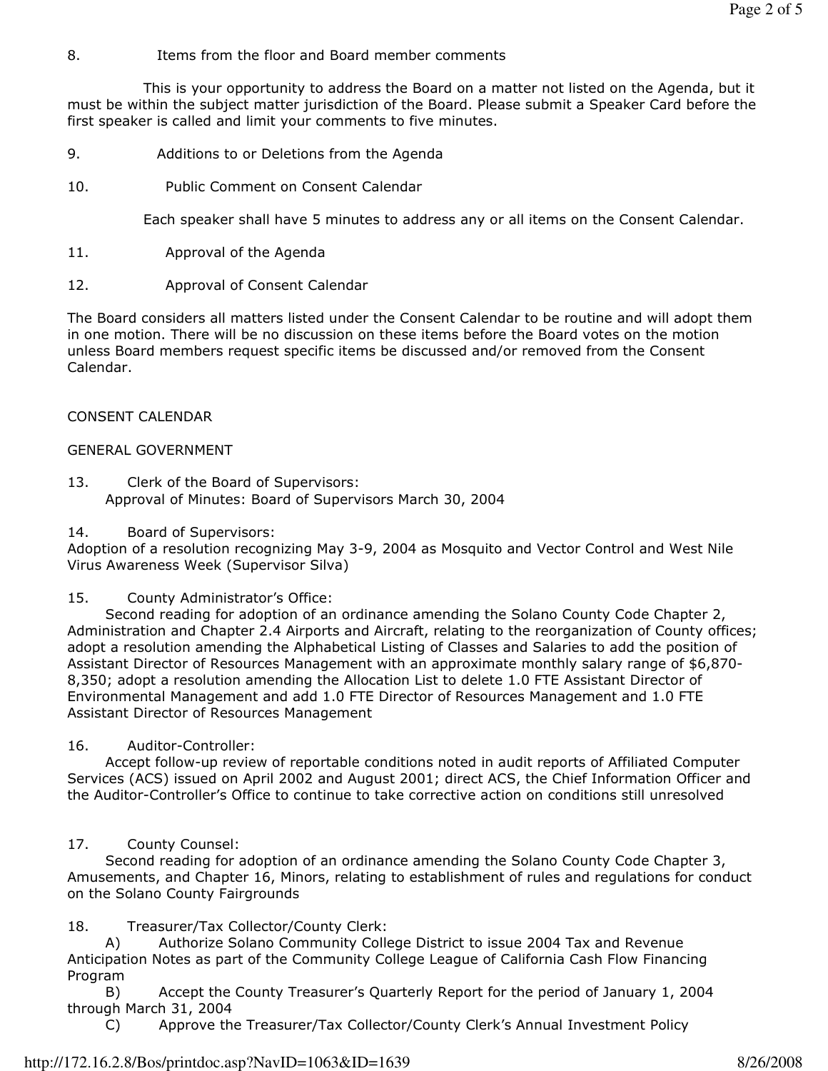8. Items from the floor and Board member comments

This is your opportunity to address the Board on a matter not listed on the Agenda, but it must be within the subject matter jurisdiction of the Board. Please submit a Speaker Card before the first speaker is called and limit your comments to five minutes.

9. Additions to or Deletions from the Agenda

10. Public Comment on Consent Calendar

Each speaker shall have 5 minutes to address any or all items on the Consent Calendar.

11. Approval of the Agenda

12. Approval of Consent Calendar

The Board considers all matters listed under the Consent Calendar to be routine and will adopt them in one motion. There will be no discussion on these items before the Board votes on the motion unless Board members request specific items be discussed and/or removed from the Consent Calendar.

CONSENT CALENDAR

GENERAL GOVERNMENT

13. Clerk of the Board of Supervisors:
Approval of Minutes: Board of Supervisors March 30, 2004

14. Board of Supervisors:
Adoption of a resolution recognizing May 3-9, 2004 as Mosquito and Vector Control and West Nile Virus Awareness Week (Supervisor Silva)

15. County Administrator's Office:
Second reading for adoption of an ordinance amending the Solano County Code Chapter 2, Administration and Chapter 2.4 Airports and Aircraft, relating to the reorganization of County offices; adopt a resolution amending the Alphabetical Listing of Classes and Salaries to add the position of Assistant Director of Resources Management with an approximate monthly salary range of $6,870-8,350; adopt a resolution amending the Allocation List to delete 1.0 FTE Assistant Director of Environmental Management and add 1.0 FTE Director of Resources Management and 1.0 FTE Assistant Director of Resources Management

16. Auditor-Controller:
Accept follow-up review of reportable conditions noted in audit reports of Affiliated Computer Services (ACS) issued on April 2002 and August 2001; direct ACS, the Chief Information Officer and the Auditor-Controller's Office to continue to take corrective action on conditions still unresolved

17. County Counsel:
Second reading for adoption of an ordinance amending the Solano County Code Chapter 3, Amusements, and Chapter 16, Minors, relating to establishment of rules and regulations for conduct on the Solano County Fairgrounds

18. Treasurer/Tax Collector/County Clerk:
A) Authorize Solano Community College District to issue 2004 Tax and Revenue Anticipation Notes as part of the Community College League of California Cash Flow Financing Program
B) Accept the County Treasurer's Quarterly Report for the period of January 1, 2004 through March 31, 2004
C) Approve the Treasurer/Tax Collector/County Clerk's Annual Investment Policy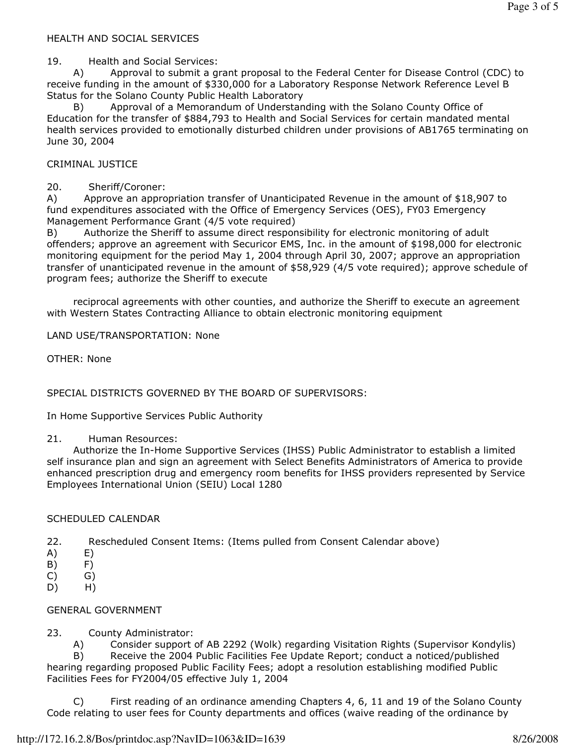## HEALTH AND SOCIAL SERVICES

19. Health and Social Services:

A) Approval to submit a grant proposal to the Federal Center for Disease Control (CDC) to receive funding in the amount of $330,000 for a Laboratory Response Network Reference Level B Status for the Solano County Public Health Laboratory

B) Approval of a Memorandum of Understanding with the Solano County Office of Education for the transfer of $884,793 to Health and Social Services for certain mandated mental health services provided to emotionally disturbed children under provisions of AB1765 terminating on June 30, 2004

## CRIMINAL JUSTICE

20. Sheriff/Coroner:

A) Approve an appropriation transfer of Unanticipated Revenue in the amount of $18,907 to fund expenditures associated with the Office of Emergency Services (OES), FY03 Emergency Management Performance Grant (4/5 vote required)

B) Authorize the Sheriff to assume direct responsibility for electronic monitoring of adult offenders; approve an agreement with Securicor EMS, Inc. in the amount of $198,000 for electronic monitoring equipment for the period May 1, 2004 through April 30, 2007; approve an appropriation transfer of unanticipated revenue in the amount of $58,929 (4/5 vote required); approve schedule of program fees; authorize the Sheriff to execute

reciprocal agreements with other counties, and authorize the Sheriff to execute an agreement with Western States Contracting Alliance to obtain electronic monitoring equipment

LAND USE/TRANSPORTATION: None

OTHER: None

## SPECIAL DISTRICTS GOVERNED BY THE BOARD OF SUPERVISORS:

In Home Supportive Services Public Authority

21. Human Resources:

Authorize the In-Home Supportive Services (IHSS) Public Administrator to establish a limited self insurance plan and sign an agreement with Select Benefits Administrators of America to provide enhanced prescription drug and emergency room benefits for IHSS providers represented by Service Employees International Union (SEIU) Local 1280

## SCHEDULED CALENDAR

22. Rescheduled Consent Items: (Items pulled from Consent Calendar above)

A) E)
B) F)
C) G)
D) H)

## GENERAL GOVERNMENT

23. County Administrator:

A) Consider support of AB 2292 (Wolk) regarding Visitation Rights (Supervisor Kondylis)

B) Receive the 2004 Public Facilities Fee Update Report; conduct a noticed/published hearing regarding proposed Public Facility Fees; adopt a resolution establishing modified Public Facilities Fees for FY2004/05 effective July 1, 2004

C) First reading of an ordinance amending Chapters 4, 6, 11 and 19 of the Solano County Code relating to user fees for County departments and offices (waive reading of the ordinance by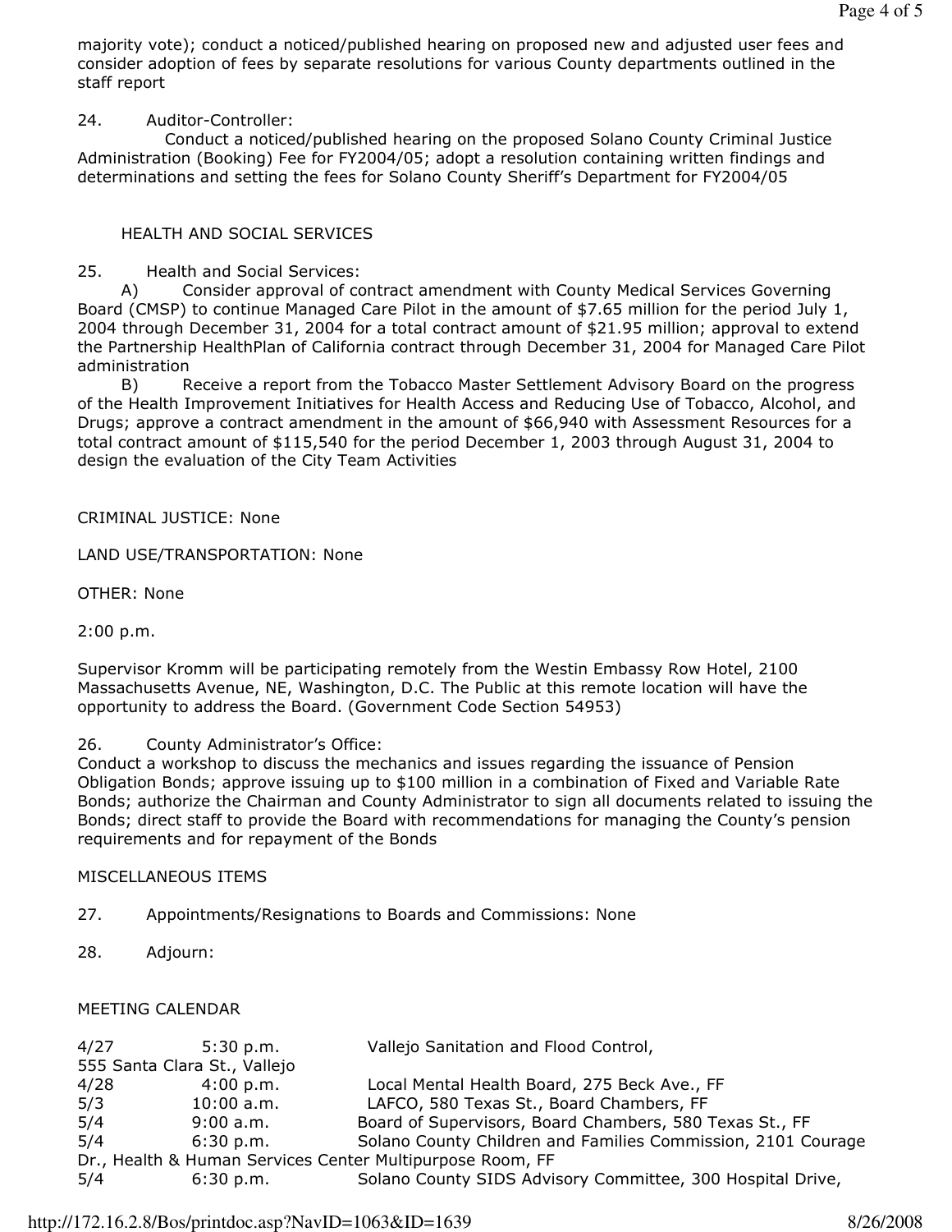majority vote); conduct a noticed/published hearing on proposed new and adjusted user fees and consider adoption of fees by separate resolutions for various County departments outlined in the staff report

24. Auditor-Controller:
Conduct a noticed/published hearing on the proposed Solano County Criminal Justice Administration (Booking) Fee for FY2004/05; adopt a resolution containing written findings and determinations and setting the fees for Solano County Sheriff's Department for FY2004/05

HEALTH AND SOCIAL SERVICES

25. Health and Social Services:
A) Consider approval of contract amendment with County Medical Services Governing Board (CMSP) to continue Managed Care Pilot in the amount of $7.65 million for the period July 1, 2004 through December 31, 2004 for a total contract amount of $21.95 million; approval to extend the Partnership HealthPlan of California contract through December 31, 2004 for Managed Care Pilot administration
B) Receive a report from the Tobacco Master Settlement Advisory Board on the progress of the Health Improvement Initiatives for Health Access and Reducing Use of Tobacco, Alcohol, and Drugs; approve a contract amendment in the amount of $66,940 with Assessment Resources for a total contract amount of $115,540 for the period December 1, 2003 through August 31, 2004 to design the evaluation of the City Team Activities

CRIMINAL JUSTICE: None

LAND USE/TRANSPORTATION: None

OTHER: None

2:00 p.m.

Supervisor Kromm will be participating remotely from the Westin Embassy Row Hotel, 2100 Massachusetts Avenue, NE, Washington, D.C. The Public at this remote location will have the opportunity to address the Board. (Government Code Section 54953)

26. County Administrator's Office:
Conduct a workshop to discuss the mechanics and issues regarding the issuance of Pension Obligation Bonds; approve issuing up to $100 million in a combination of Fixed and Variable Rate Bonds; authorize the Chairman and County Administrator to sign all documents related to issuing the Bonds; direct staff to provide the Board with recommendations for managing the County's pension requirements and for repayment of the Bonds

MISCELLANEOUS ITEMS

27. Appointments/Resignations to Boards and Commissions: None

28. Adjourn:

MEETING CALENDAR

4/27 5:30 p.m. Vallejo Sanitation and Flood Control, 555 Santa Clara St., Vallejo
4/28 4:00 p.m. Local Mental Health Board, 275 Beck Ave., FF
5/3 10:00 a.m. LAFCO, 580 Texas St., Board Chambers, FF
5/4 9:00 a.m. Board of Supervisors, Board Chambers, 580 Texas St., FF
5/4 6:30 p.m. Solano County Children and Families Commission, 2101 Courage Dr., Health & Human Services Center Multipurpose Room, FF
5/4 6:30 p.m. Solano County SIDS Advisory Committee, 300 Hospital Drive,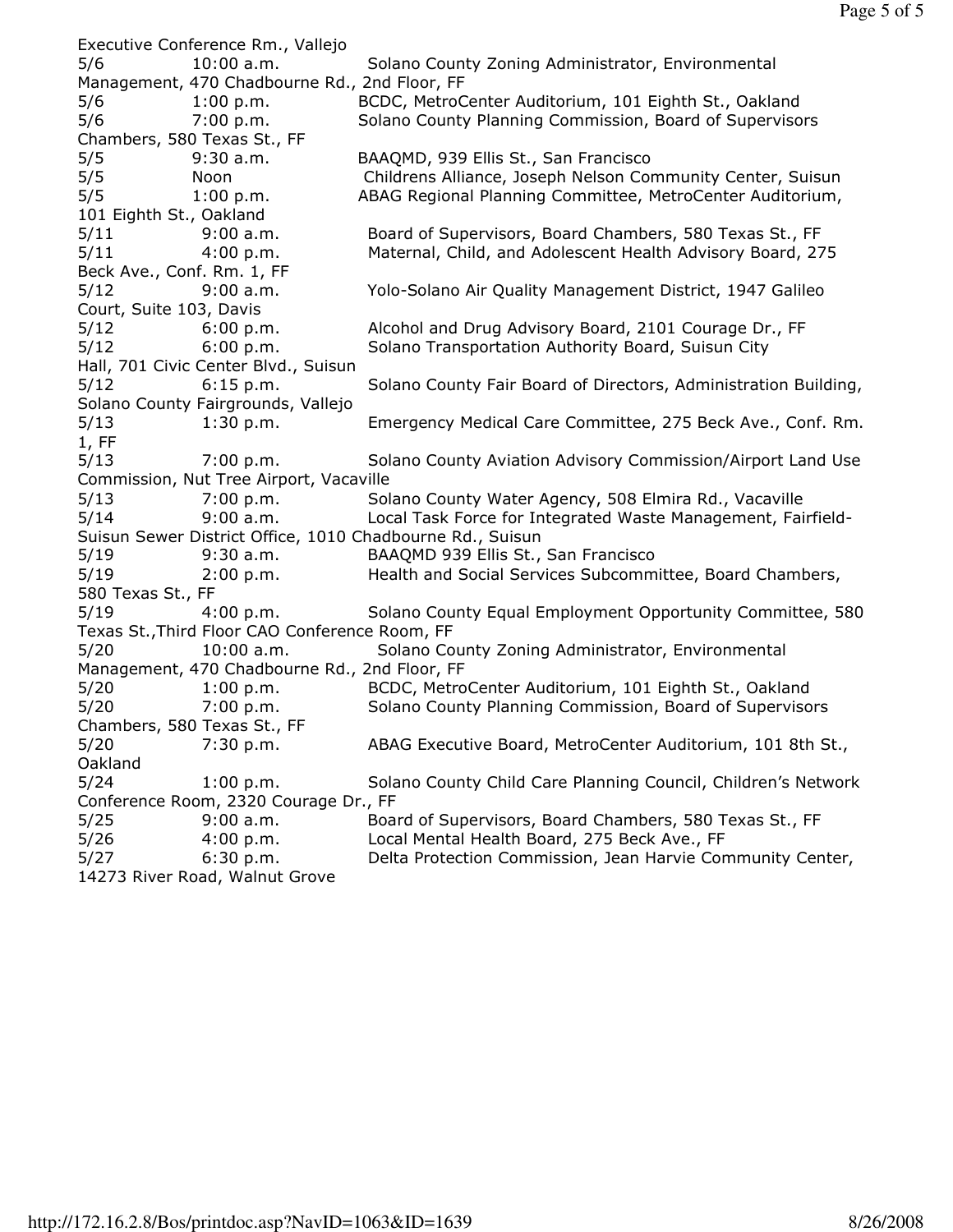Executive Conference Rm., Vallejo

5/6 10:00 a.m. Solano County Zoning Administrator, Environmental Management, 470 Chadbourne Rd., 2nd Floor, FF

5/6 1:00 p.m. BCDC, MetroCenter Auditorium, 101 Eighth St., Oakland

5/6 7:00 p.m. Solano County Planning Commission, Board of Supervisors Chambers, 580 Texas St., FF

5/5 9:30 a.m. BAAQMD, 939 Ellis St., San Francisco

5/5 Noon Childrens Alliance, Joseph Nelson Community Center, Suisun

5/5 1:00 p.m. ABAG Regional Planning Committee, MetroCenter Auditorium, 101 Eighth St., Oakland

5/11 9:00 a.m. Board of Supervisors, Board Chambers, 580 Texas St., FF

5/11 4:00 p.m. Maternal, Child, and Adolescent Health Advisory Board, 275 Beck Ave., Conf. Rm. 1, FF

5/12 9:00 a.m. Yolo-Solano Air Quality Management District, 1947 Galileo Court, Suite 103, Davis

5/12 6:00 p.m. Alcohol and Drug Advisory Board, 2101 Courage Dr., FF

5/12 6:00 p.m. Solano Transportation Authority Board, Suisun City Hall, 701 Civic Center Blvd., Suisun

5/12 6:15 p.m. Solano County Fair Board of Directors, Administration Building, Solano County Fairgrounds, Vallejo

5/13 1:30 p.m. Emergency Medical Care Committee, 275 Beck Ave., Conf. Rm. 1, FF

5/13 7:00 p.m. Solano County Aviation Advisory Commission/Airport Land Use Commission, Nut Tree Airport, Vacaville

5/13 7:00 p.m. Solano County Water Agency, 508 Elmira Rd., Vacaville

5/14 9:00 a.m. Local Task Force for Integrated Waste Management, Fairfield-Suisun Sewer District Office, 1010 Chadbourne Rd., Suisun

5/19 9:30 a.m. BAAQMD 939 Ellis St., San Francisco

5/19 2:00 p.m. Health and Social Services Subcommittee, Board Chambers, 580 Texas St., FF

5/19 4:00 p.m. Solano County Equal Employment Opportunity Committee, 580 Texas St.,Third Floor CAO Conference Room, FF

5/20 10:00 a.m. Solano County Zoning Administrator, Environmental Management, 470 Chadbourne Rd., 2nd Floor, FF

5/20 1:00 p.m. BCDC, MetroCenter Auditorium, 101 Eighth St., Oakland

5/20 7:00 p.m. Solano County Planning Commission, Board of Supervisors Chambers, 580 Texas St., FF

5/20 7:30 p.m. ABAG Executive Board, MetroCenter Auditorium, 101 8th St., Oakland

5/24 1:00 p.m. Solano County Child Care Planning Council, Children's Network Conference Room, 2320 Courage Dr., FF

5/25 9:00 a.m. Board of Supervisors, Board Chambers, 580 Texas St., FF

5/26 4:00 p.m. Local Mental Health Board, 275 Beck Ave., FF

5/27 6:30 p.m. Delta Protection Commission, Jean Harvie Community Center, 14273 River Road, Walnut Grove